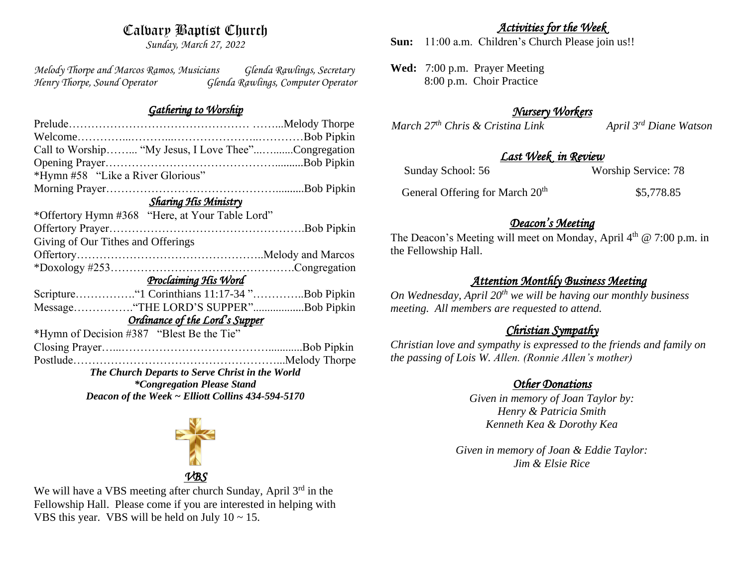# Calvary Baptist Church

*Sunday, March 27, 2022*

*Melody Thorpe and Marcos Ramos, Musicians* — *Glenda Rawlings, Secretary*
*Henry Thorpe, Sound Operator* — *Glenda Rawlings, Computer Operator*

## *Gathering to Worship*

Prelude………………………………………… ……...Melody Thorpe
Welcome…………...………...………………...…………Bob Pipkin
Call to Worship……... "My Jesus, I Love Thee"...….......Congregation
Opening Prayer……………………………………….........Bob Pipkin
*Hymn #58 "Like a River Glorious"
Morning Prayer………………………………………..........Bob Pipkin

## *Sharing His Ministry*

*Offertory Hymn #368 "Here, at Your Table Lord"
Offertory Prayer…………………………………………….Bob Pipkin
Giving of Our Tithes and Offerings
Offertory…………………………………………..Melody and Marcos
*Doxology #253………………………………………….Congregation

## *Proclaiming His Word*

Scripture…………….“1 Corinthians 11:17-34 ”…………..Bob Pipkin
Message…………….“THE LORD'S SUPPER"..................Bob Pipkin

## *Ordinance of the Lord's Supper*

*Hymn of Decision #387 "Blest Be the Tie"
Closing Prayer…..…………………………………............Bob Pipkin
Postlude……………………………………….…………...Melody Thorpe

***The Church Departs to Serve Christ in the World***
***\*Congregation Please Stand***
***Deacon of the Week ~ Elliott Collins 434-594-5170***

## *VBS*

We will have a VBS meeting after church Sunday, April 3rd in the Fellowship Hall. Please come if you are interested in helping with VBS this year. VBS will be held on July 10 ~ 15.

## *Activities for the Week*

**Sun:** 11:00 a.m. Children's Church Please join us!!

**Wed:** 7:00 p.m. Prayer Meeting
8:00 p.m. Choir Practice

## *Nursery Workers*

*March 27th Chris & Cristina Link* — *April 3rd Diane Watson*

## *Last Week in Review*

| | |
|---|---|
| Sunday School: 56 | Worship Service: 78 |
| General Offering for March 20th | $5,778.85 |

## *Deacon's Meeting*

The Deacon's Meeting will meet on Monday, April 4th @ 7:00 p.m. in the Fellowship Hall.

## *Attention Monthly Business Meeting*

*On Wednesday, April 20th we will be having our monthly business meeting. All members are requested to attend.*

## *Christian Sympathy*

*Christian love and sympathy is expressed to the friends and family on the passing of Lois W. Allen. (Ronnie Allen's mother)*

## *Other Donations*

*Given in memory of Joan Taylor by:*
*Henry & Patricia Smith*
*Kenneth Kea & Dorothy Kea*

*Given in memory of Joan & Eddie Taylor:*
*Jim & Elsie Rice*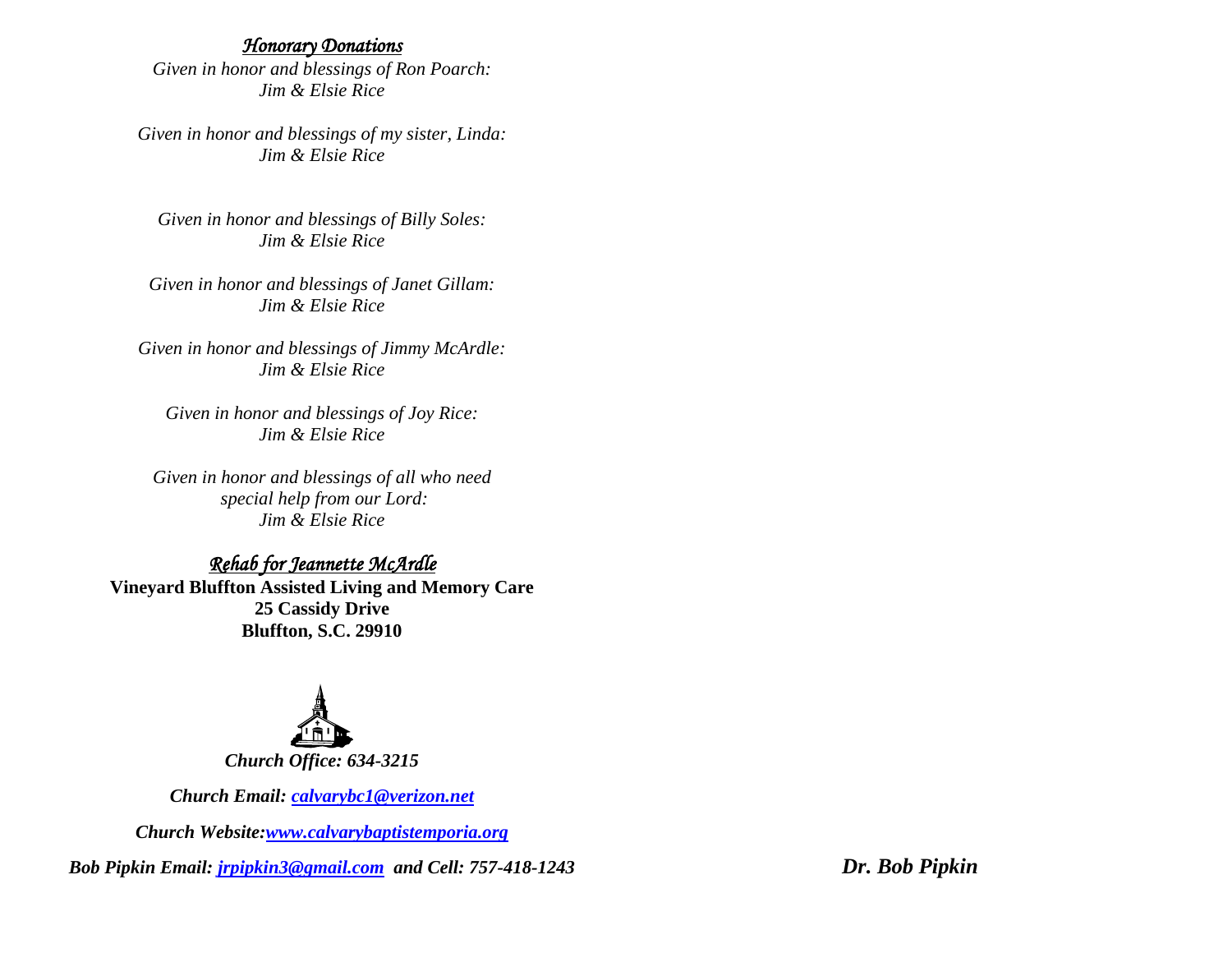*Honorary Donations*

*Given in honor and blessings of Ron Poarch:*
*Jim & Elsie Rice*

*Given in honor and blessings of my sister, Linda:*
*Jim & Elsie Rice*

*Given in honor and blessings of Billy Soles:*
*Jim & Elsie Rice*

*Given in honor and blessings of Janet Gillam:*
*Jim & Elsie Rice*

*Given in honor and blessings of Jimmy McArdle:*
*Jim & Elsie Rice*

*Given in honor and blessings of Joy Rice:*
*Jim & Elsie Rice*

*Given in honor and blessings of all who need special help from our Lord:*
*Jim & Elsie Rice*

*Rehab for Jeannette McArdle*

**Vineyard Bluffton Assisted Living and Memory Care**
**25 Cassidy Drive**
**Bluffton, S.C. 29910**

***Church Office: 634-3215***

***Church Email: calvarybc1@verizon.net***

***Church Website:www.calvarybaptistemporia.org***

***Bob Pipkin Email: jrpipkin3@gmail.com and Cell: 757-418-1243***

***Dr. Bob Pipkin***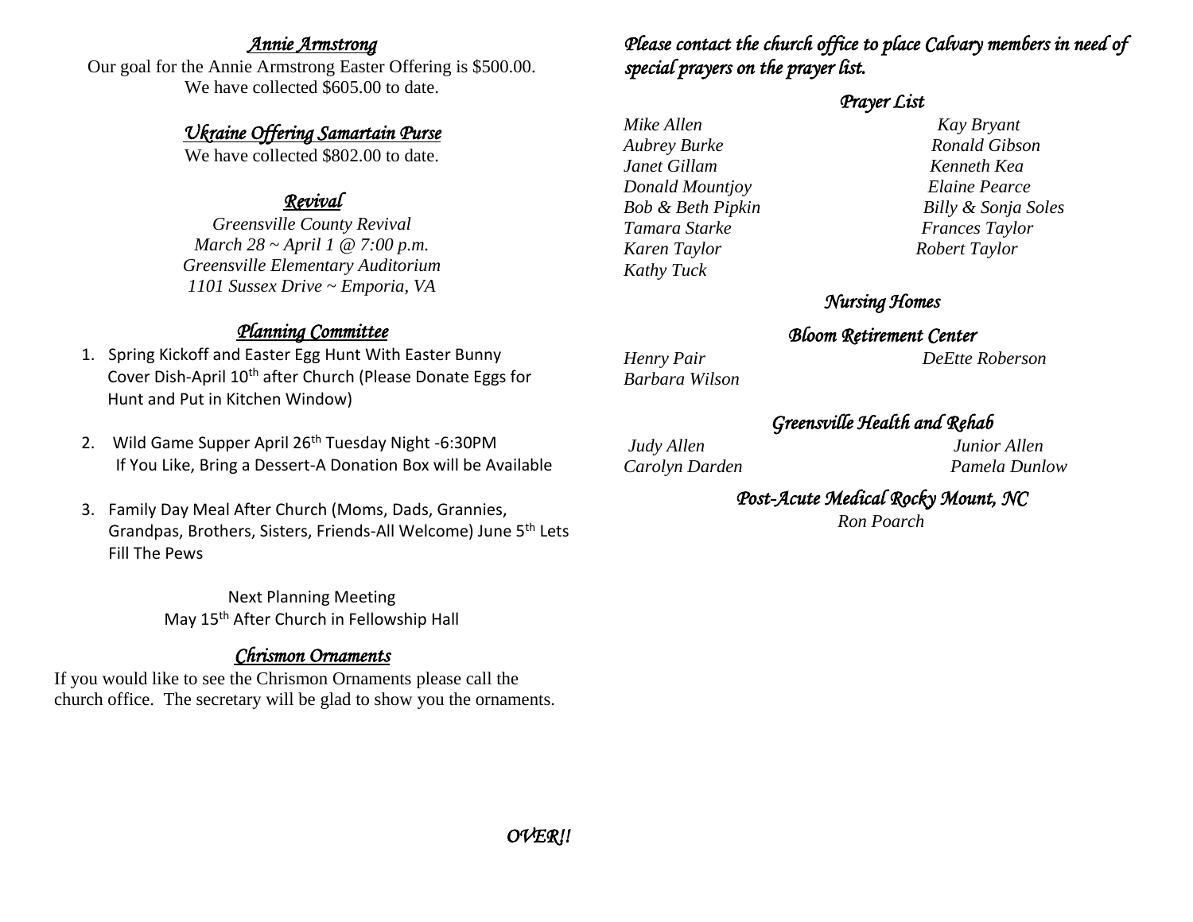## *Annie Armstrong*

Our goal for the Annie Armstrong Easter Offering is $500.00.
We have collected $605.00 to date.

## *Ukraine Offering Samartain Purse*

We have collected $802.00 to date.

## *Revival*

*Greensville County Revival*
*March 28 ~ April 1 @ 7:00 p.m.*
*Greensville Elementary Auditorium*
*1101 Sussex Drive ~ Emporia, VA*

## *Planning Committee*

1. Spring Kickoff and Easter Egg Hunt With Easter Bunny Cover Dish-April 10th after Church (Please Donate Eggs for Hunt and Put in Kitchen Window)
2. Wild Game Supper April 26th Tuesday Night -6:30PM If You Like, Bring a Dessert-A Donation Box will be Available
3. Family Day Meal After Church (Moms, Dads, Grannies, Grandpas, Brothers, Sisters, Friends-All Welcome) June 5th Lets Fill The Pews

Next Planning Meeting
May 15th After Church in Fellowship Hall

## *Chrismon Ornaments*

If you would like to see the Chrismon Ornaments please call the church office. The secretary will be glad to show you the ornaments.

*OVER!!*

*Please contact the church office to place Calvary members in need of special prayers on the prayer list.*

## *Prayer List*

*Mike Allen*
*Kay Bryant*
*Aubrey Burke*
*Ronald Gibson*
*Janet Gillam*
*Kenneth Kea*
*Donald Mountjoy*
*Elaine Pearce*
*Bob & Beth Pipkin*
*Billy & Sonja Soles*
*Tamara Starke*
*Frances Taylor*
*Karen Taylor*
*Robert Taylor*
*Kathy Tuck*

## *Nursing Homes*

### *Bloom Retirement Center*

*Henry Pair*
*DeEtte Roberson*
*Barbara Wilson*

### *Greensville Health and Rehab*

*Judy Allen*
*Junior Allen*
*Carolyn Darden*
*Pamela Dunlow*

### *Post-Acute Medical Rocky Mount, NC*

*Ron Poarch*